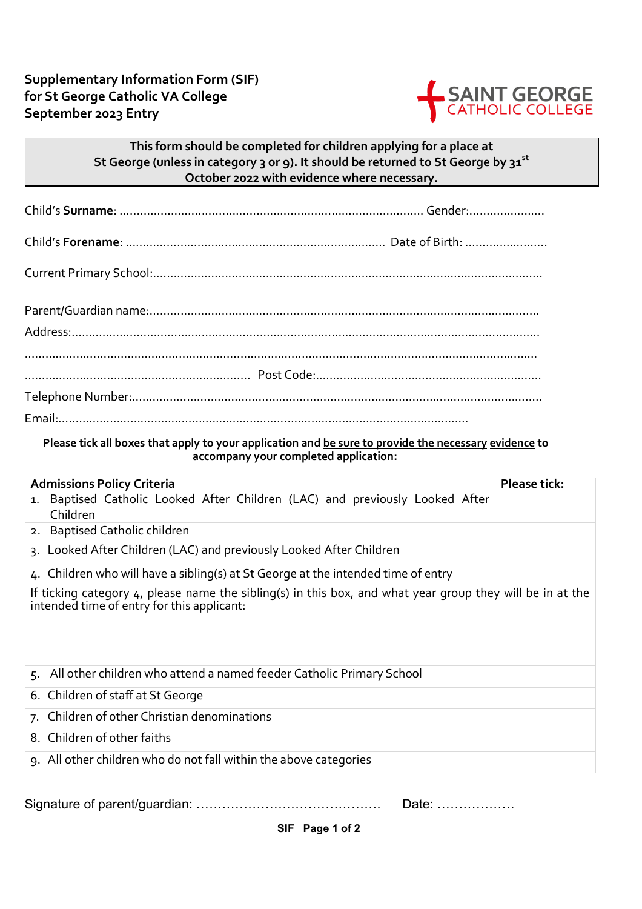**Supplementary Information Form (SIF)**
**for St George Catholic VA College**
**September 2023 Entry**

SAINT GEORGE CATHOLIC COLLEGE

**This form should be completed for children applying for a place at St George (unless in category 3 or 9). It should be returned to St George by 31st October 2022 with evidence where necessary.**

Child's **Surname**: ........................................................................................ Gender:......................

Child's **Forename**: ........................................................................... Date of Birth: ........................

Current Primary School:..................................................................................................................

Parent/Guardian name:.................................................................................................................

Address:.........................................................................................................................................

.....................................................................................................................................................

.................................................................... Post Code:.................................................................

Telephone Number:........................................................................................................................

Email:........................................................................................................................

**Please tick all boxes that apply to your application and be sure to provide the necessary evidence to accompany your completed application:**

| **Admissions Policy Criteria** | **Please tick:** |
|---|---|
| 1. Baptised Catholic Looked After Children (LAC) and previously Looked After Children | |
| 2. Baptised Catholic children | |
| 3. Looked After Children (LAC) and previously Looked After Children | |
| 4. Children who will have a sibling(s) at St George at the intended time of entry | |
| If ticking category 4, please name the sibling(s) in this box, and what year group they will be in at the intended time of entry for this applicant: | |
| 5. All other children who attend a named feeder Catholic Primary School | |
| 6. Children of staff at St George | |
| 7. Children of other Christian denominations | |
| 8. Children of other faiths | |
| 9. All other children who do not fall within the above categories | |

Signature of parent/guardian: ……………………………………… Date: ………………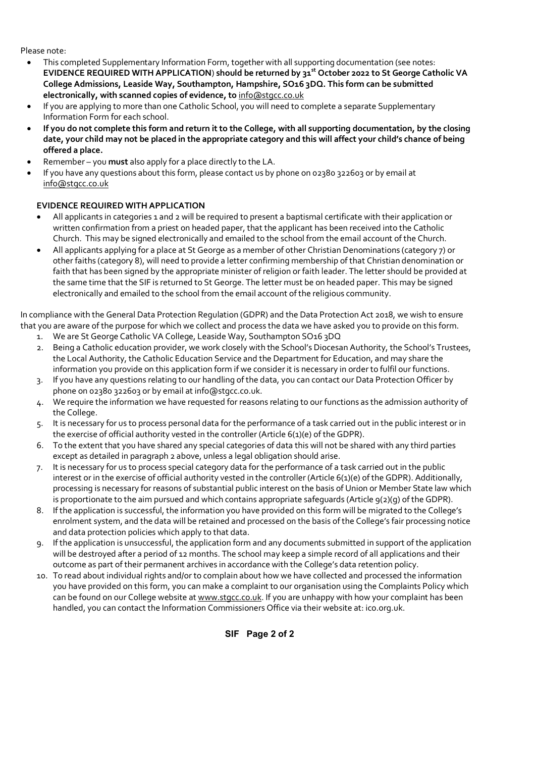Please note:

- This completed Supplementary Information Form, together with all supporting documentation (see notes: **EVIDENCE REQUIRED WITH APPLICATION**) **should be returned by 31st October 2022 to St George Catholic VA College Admissions, Leaside Way, Southampton, Hampshire, SO16 3DQ. This form can be submitted electronically, with scanned copies of evidence, to** info@stgcc.co.uk
- If you are applying to more than one Catholic School, you will need to complete a separate Supplementary Information Form for each school.
- **If you do not complete this form and return it to the College, with all supporting documentation, by the closing date, your child may not be placed in the appropriate category and this will affect your child's chance of being offered a place.**
- Remember – you **must** also apply for a place directly to the LA.
- If you have any questions about this form, please contact us by phone on 02380 322603 or by email at info@stgcc.co.uk

**EVIDENCE REQUIRED WITH APPLICATION**

- All applicants in categories 1 and 2 will be required to present a baptismal certificate with their application or written confirmation from a priest on headed paper, that the applicant has been received into the Catholic Church. This may be signed electronically and emailed to the school from the email account of the Church.
- All applicants applying for a place at St George as a member of other Christian Denominations (category 7) or other faiths (category 8), will need to provide a letter confirming membership of that Christian denomination or faith that has been signed by the appropriate minister of religion or faith leader. The letter should be provided at the same time that the SIF is returned to St George. The letter must be on headed paper. This may be signed electronically and emailed to the school from the email account of the religious community.

In compliance with the General Data Protection Regulation (GDPR) and the Data Protection Act 2018, we wish to ensure that you are aware of the purpose for which we collect and process the data we have asked you to provide on this form.

1. We are St George Catholic VA College, Leaside Way, Southampton SO16 3DQ
2. Being a Catholic education provider, we work closely with the School's Diocesan Authority, the School's Trustees, the Local Authority, the Catholic Education Service and the Department for Education, and may share the information you provide on this application form if we consider it is necessary in order to fulfil our functions.
3. If you have any questions relating to our handling of the data, you can contact our Data Protection Officer by phone on 02380 322603 or by email at info@stgcc.co.uk.
4. We require the information we have requested for reasons relating to our functions as the admission authority of the College.
5. It is necessary for us to process personal data for the performance of a task carried out in the public interest or in the exercise of official authority vested in the controller (Article 6(1)(e) of the GDPR).
6. To the extent that you have shared any special categories of data this will not be shared with any third parties except as detailed in paragraph 2 above, unless a legal obligation should arise.
7. It is necessary for us to process special category data for the performance of a task carried out in the public interest or in the exercise of official authority vested in the controller (Article 6(1)(e) of the GDPR). Additionally, processing is necessary for reasons of substantial public interest on the basis of Union or Member State law which is proportionate to the aim pursued and which contains appropriate safeguards (Article 9(2)(g) of the GDPR).
8. If the application is successful, the information you have provided on this form will be migrated to the College's enrolment system, and the data will be retained and processed on the basis of the College's fair processing notice and data protection policies which apply to that data.
9. If the application is unsuccessful, the application form and any documents submitted in support of the application will be destroyed after a period of 12 months. The school may keep a simple record of all applications and their outcome as part of their permanent archives in accordance with the College's data retention policy.
10. To read about individual rights and/or to complain about how we have collected and processed the information you have provided on this form, you can make a complaint to our organisation using the Complaints Policy which can be found on our College website at www.stgcc.co.uk. If you are unhappy with how your complaint has been handled, you can contact the Information Commissioners Office via their website at: ico.org.uk.